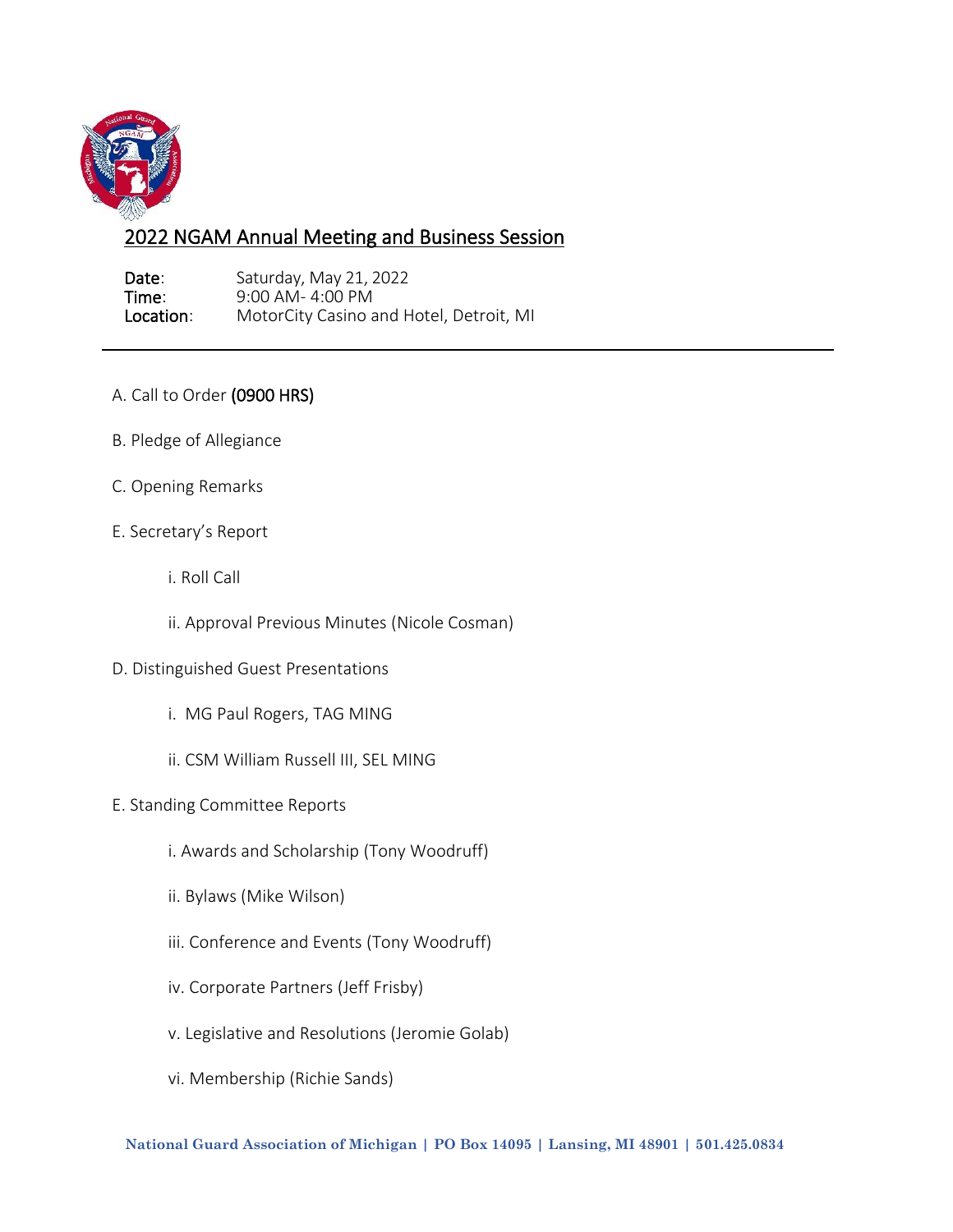## 2022 NGAM Annual Meeting and Business Session

**Date**: Saturday, May 21, 2022
**Time**: 9:00 AM- 4:00 PM
**Location**: MotorCity Casino and Hotel, Detroit, MI

---

A. Call to Order **(0900 HRS)**

B. Pledge of Allegiance

C. Opening Remarks

E. Secretary's Report

- i. Roll Call
- ii. Approval Previous Minutes (Nicole Cosman)

D. Distinguished Guest Presentations

- i. MG Paul Rogers, TAG MING
- ii. CSM William Russell III, SEL MING

E. Standing Committee Reports

- i. Awards and Scholarship (Tony Woodruff)
- ii. Bylaws (Mike Wilson)
- iii. Conference and Events (Tony Woodruff)
- iv. Corporate Partners (Jeff Frisby)
- v. Legislative and Resolutions (Jeromie Golab)
- vi. Membership (Richie Sands)

**National Guard Association of Michigan | PO Box 14095 | Lansing, MI 48901 | 501.425.0834**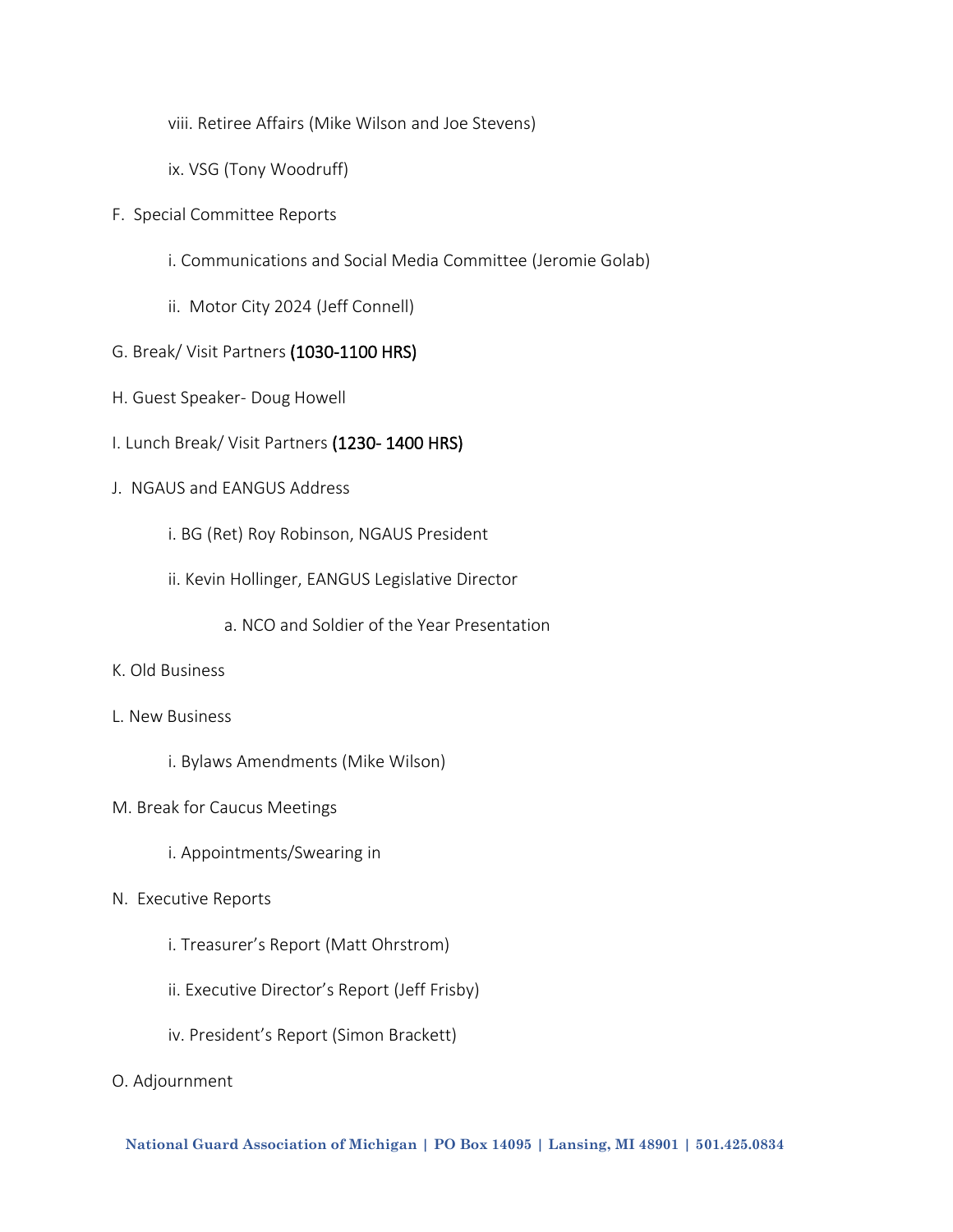viii. Retiree Affairs (Mike Wilson and Joe Stevens)

ix. VSG (Tony Woodruff)

F. Special Committee Reports

i. Communications and Social Media Committee (Jeromie Golab)

ii. Motor City 2024 (Jeff Connell)

G. Break/ Visit Partners (1030-1100 HRS)

H. Guest Speaker- Doug Howell

I. Lunch Break/ Visit Partners (1230- 1400 HRS)

J. NGAUS and EANGUS Address

i. BG (Ret) Roy Robinson, NGAUS President

ii. Kevin Hollinger, EANGUS Legislative Director

a. NCO and Soldier of the Year Presentation

K. Old Business

L. New Business

i. Bylaws Amendments (Mike Wilson)

M. Break for Caucus Meetings

i. Appointments/Swearing in

N. Executive Reports

i. Treasurer's Report (Matt Ohrstrom)

ii. Executive Director's Report (Jeff Frisby)

iv. President's Report (Simon Brackett)

O. Adjournment

**National Guard Association of Michigan | PO Box 14095 | Lansing, MI 48901 | 501.425.0834**